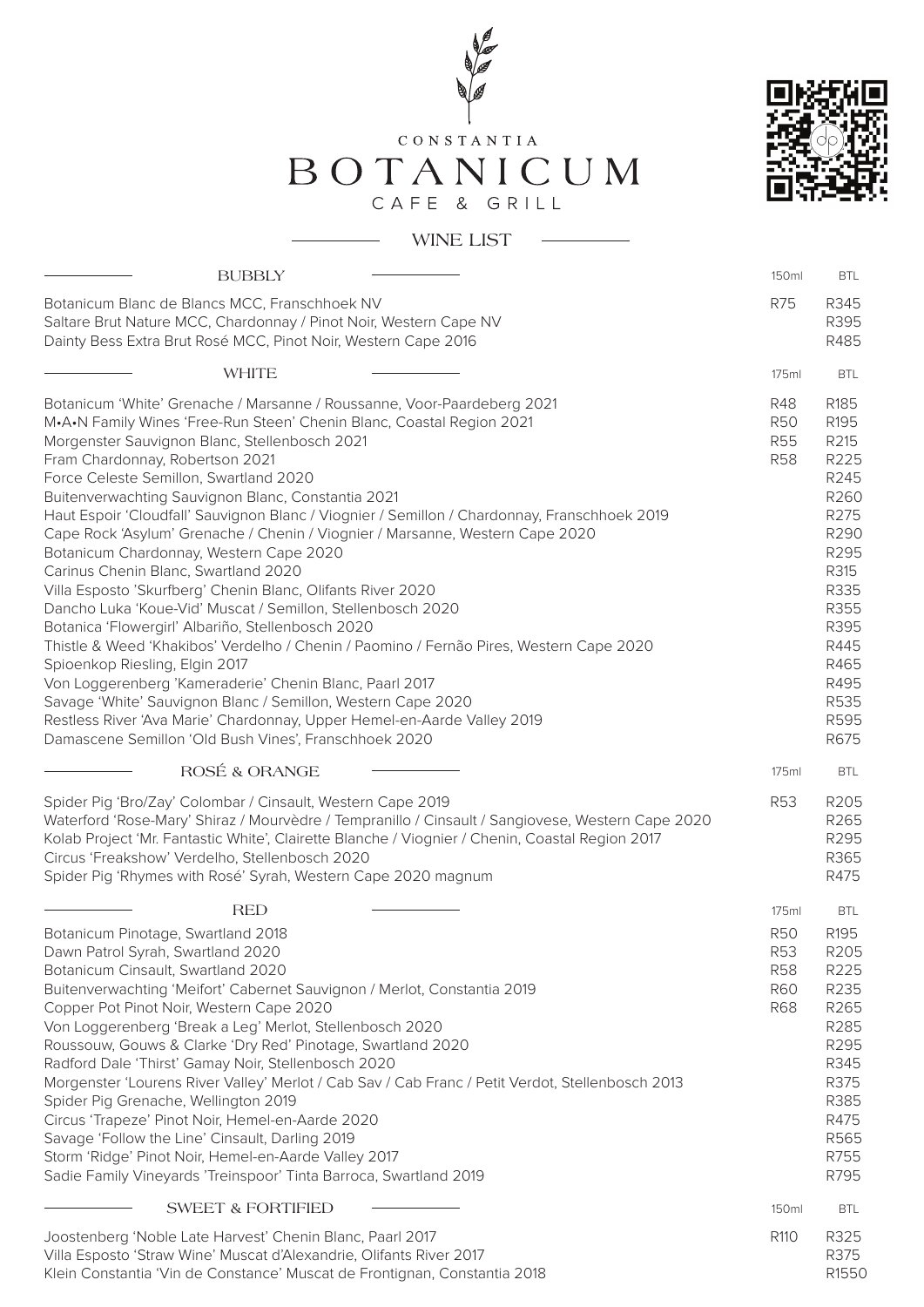CONSTANTIA

# BOTANICUM

CAFE & GRILL

## WINE LIST

### BUBBLY

| | 150ml | BTL |
|---|---|---|
| Botanicum Blanc de Blancs MCC, Franschhoek NV | R75 | R345 |
| Saltare Brut Nature MCC, Chardonnay / Pinot Noir, Western Cape NV | | R395 |
| Dainty Bess Extra Brut Rosé MCC, Pinot Noir, Western Cape 2016 | | R485 |

### WHITE

| | 175ml | BTL |
|---|---|---|
| Botanicum 'White' Grenache / Marsanne / Roussanne, Voor-Paardeberg 2021 | R48 | R185 |
| M•A•N Family Wines 'Free-Run Steen' Chenin Blanc, Coastal Region 2021 | R50 | R195 |
| Morgenster Sauvignon Blanc, Stellenbosch 2021 | R55 | R215 |
| Fram Chardonnay, Robertson 2021 | R58 | R225 |
| Force Celeste Semillon, Swartland 2020 | | R245 |
| Buitenverwachting Sauvignon Blanc, Constantia 2021 | | R260 |
| Haut Espoir 'Cloudfall' Sauvignon Blanc / Viognier / Semillon / Chardonnay, Franschhoek 2019 | | R275 |
| Cape Rock 'Asylum' Grenache / Chenin / Viognier / Marsanne, Western Cape 2020 | | R290 |
| Botanicum Chardonnay, Western Cape 2020 | | R295 |
| Carinus Chenin Blanc, Swartland 2020 | | R315 |
| Villa Esposto 'Skurfberg' Chenin Blanc, Olifants River 2020 | | R335 |
| Dancho Luka 'Koue-Vid' Muscat / Semillon, Stellenbosch 2020 | | R355 |
| Botanica 'Flowergirl' Albariño, Stellenbosch 2020 | | R395 |
| Thistle & Weed 'Khakibos' Verdelho / Chenin / Paomino / Fernão Pires, Western Cape 2020 | | R445 |
| Spioenkop Riesling, Elgin 2017 | | R465 |
| Von Loggerenberg 'Kameraderie' Chenin Blanc, Paarl 2017 | | R495 |
| Savage 'White' Sauvignon Blanc / Semillon, Western Cape 2020 | | R535 |
| Restless River 'Ava Marie' Chardonnay, Upper Hemel-en-Aarde Valley 2019 | | R595 |
| Damascene Semillon 'Old Bush Vines', Franschhoek 2020 | | R675 |

### ROSÉ & ORANGE

| | 175ml | BTL |
|---|---|---|
| Spider Pig 'Bro/Zay' Colombar / Cinsault, Western Cape 2019 | R53 | R205 |
| Waterford 'Rose-Mary' Shiraz / Mourvèdre / Tempranillo / Cinsault / Sangiovese, Western Cape 2020 | | R265 |
| Kolab Project 'Mr. Fantastic White', Clairette Blanche / Viognier / Chenin, Coastal Region 2017 | | R295 |
| Circus 'Freakshow' Verdelho, Stellenbosch 2020 | | R365 |
| Spider Pig 'Rhymes with Rosé' Syrah, Western Cape 2020 magnum | | R475 |

### RED

| | 175ml | BTL |
|---|---|---|
| Botanicum Pinotage, Swartland 2018 | R50 | R195 |
| Dawn Patrol Syrah, Swartland 2020 | R53 | R205 |
| Botanicum Cinsault, Swartland 2020 | R58 | R225 |
| Buitenverwachting 'Meifort' Cabernet Sauvignon / Merlot, Constantia 2019 | R60 | R235 |
| Copper Pot Pinot Noir, Western Cape 2020 | R68 | R265 |
| Von Loggerenberg 'Break a Leg' Merlot, Stellenbosch 2020 | | R285 |
| Roussouw, Gouws & Clarke 'Dry Red' Pinotage, Swartland 2020 | | R295 |
| Radford Dale 'Thirst' Gamay Noir, Stellenbosch 2020 | | R345 |
| Morgenster 'Lourens River Valley' Merlot / Cab Sav / Cab Franc / Petit Verdot, Stellenbosch 2013 | | R375 |
| Spider Pig Grenache, Wellington 2019 | | R385 |
| Circus 'Trapeze' Pinot Noir, Hemel-en-Aarde 2020 | | R475 |
| Savage 'Follow the Line' Cinsault, Darling 2019 | | R565 |
| Storm 'Ridge' Pinot Noir, Hemel-en-Aarde Valley 2017 | | R755 |
| Sadie Family Vineyards 'Treinspoor' Tinta Barroca, Swartland 2019 | | R795 |

### SWEET & FORTIFIED

| | 150ml | BTL |
|---|---|---|
| Joostenberg 'Noble Late Harvest' Chenin Blanc, Paarl 2017 | R110 | R325 |
| Villa Esposto 'Straw Wine' Muscat d'Alexandrie, Olifants River 2017 | | R375 |
| Klein Constantia 'Vin de Constance' Muscat de Frontignan, Constantia 2018 | | R1550 |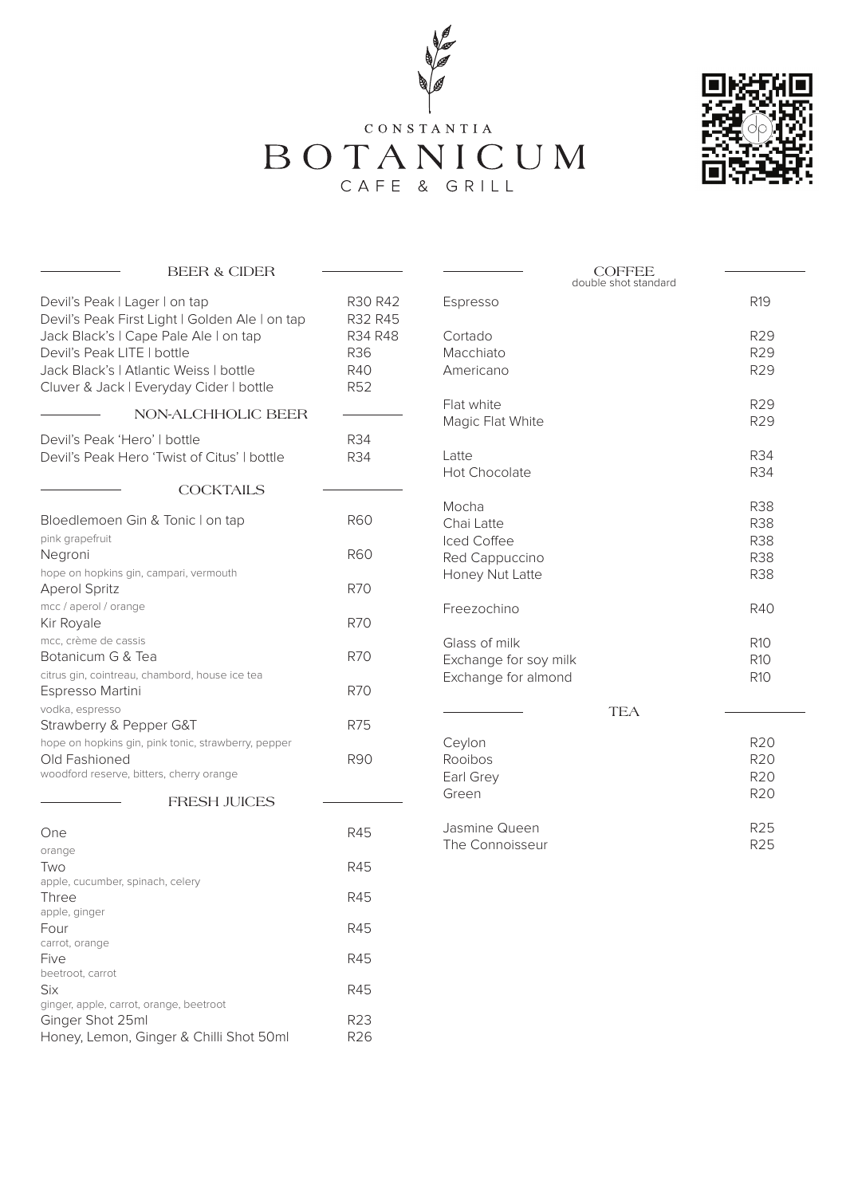CONSTANTIA

# BOTANICUM

CAFE & GRILL

## BEER & CIDER

| | |
|---|---|
| Devil's Peak \| Lager \| on tap | R30 R42 |
| Devil's Peak First Light \| Golden Ale \| on tap | R32 R45 |
| Jack Black's \| Cape Pale Ale \| on tap | R34 R48 |
| Devil's Peak LITE \| bottle | R36 |
| Jack Black's \| Atlantic Weiss \| bottle | R40 |
| Cluver & Jack \| Everyday Cider \| bottle | R52 |

## NON-ALCHHOLIC BEER

| | |
|---|---|
| Devil's Peak 'Hero' \| bottle | R34 |
| Devil's Peak Hero 'Twist of Citus' \| bottle | R34 |

## COCKTAILS

| | |
|---|---|
| Bloedlemoen Gin & Tonic \| on tap<br>pink grapefruit | R60 |
| Negroni<br>hope on hopkins gin, campari, vermouth | R60 |
| Aperol Spritz<br>mcc / aperol / orange | R70 |
| Kir Royale<br>mcc, crème de cassis | R70 |
| Botanicum G & Tea<br>citrus gin, cointreau, chambord, house ice tea | R70 |
| Espresso Martini<br>vodka, espresso | R70 |
| Strawberry & Pepper G&T<br>hope on hopkins gin, pink tonic, strawberry, pepper | R75 |
| Old Fashioned<br>woodford reserve, bitters, cherry orange | R90 |

## FRESH JUICES

| | |
|---|---|
| One<br>orange | R45 |
| Two<br>apple, cucumber, spinach, celery | R45 |
| Three<br>apple, ginger | R45 |
| Four<br>carrot, orange | R45 |
| Five<br>beetroot, carrot | R45 |
| Six<br>ginger, apple, carrot, orange, beetroot | R45 |
| Ginger Shot 25ml | R23 |
| Honey, Lemon, Ginger & Chilli Shot 50ml | R26 |

## COFFEE

double shot standard

| | |
|---|---|
| Espresso | R19 |
| Cortado | R29 |
| Macchiato | R29 |
| Americano | R29 |
| Flat white | R29 |
| Magic Flat White | R29 |
| Latte | R34 |
| Hot Chocolate | R34 |
| Mocha | R38 |
| Chai Latte | R38 |
| Iced Coffee | R38 |
| Red Cappuccino | R38 |
| Honey Nut Latte | R38 |
| Freezochino | R40 |
| Glass of milk | R10 |
| Exchange for soy milk | R10 |
| Exchange for almond | R10 |

## TEA

| | |
|---|---|
| Ceylon | R20 |
| Rooibos | R20 |
| Earl Grey | R20 |
| Green | R20 |
| Jasmine Queen | R25 |
| The Connoisseur | R25 |